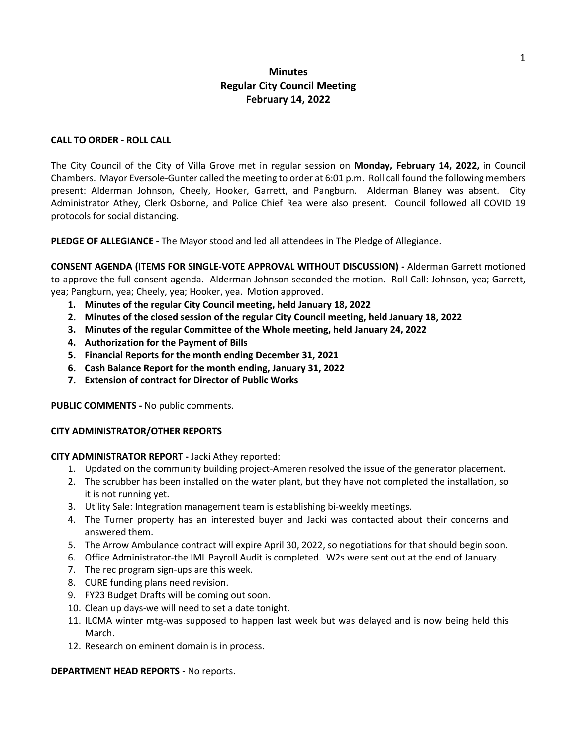# Minutes
# Regular City Council Meeting
# February 14, 2022

**CALL TO ORDER - ROLL CALL**

The City Council of the City of Villa Grove met in regular session on **Monday, February 14, 2022,** in Council Chambers. Mayor Eversole-Gunter called the meeting to order at 6:01 p.m. Roll call found the following members present: Alderman Johnson, Cheely, Hooker, Garrett, and Pangburn. Alderman Blaney was absent. City Administrator Athey, Clerk Osborne, and Police Chief Rea were also present. Council followed all COVID 19 protocols for social distancing.

**PLEDGE OF ALLEGIANCE -** The Mayor stood and led all attendees in The Pledge of Allegiance.

**CONSENT AGENDA (ITEMS FOR SINGLE-VOTE APPROVAL WITHOUT DISCUSSION) -** Alderman Garrett motioned to approve the full consent agenda. Alderman Johnson seconded the motion. Roll Call: Johnson, yea; Garrett, yea; Pangburn, yea; Cheely, yea; Hooker, yea. Motion approved.

1. **Minutes of the regular City Council meeting, held January 18, 2022**
2. **Minutes of the closed session of the regular City Council meeting, held January 18, 2022**
3. **Minutes of the regular Committee of the Whole meeting, held January 24, 2022**
4. **Authorization for the Payment of Bills**
5. **Financial Reports for the month ending December 31, 2021**
6. **Cash Balance Report for the month ending, January 31, 2022**
7. **Extension of contract for Director of Public Works**

**PUBLIC COMMENTS -** No public comments.

**CITY ADMINISTRATOR/OTHER REPORTS**

**CITY ADMINISTRATOR REPORT -** Jacki Athey reported:

1. Updated on the community building project-Ameren resolved the issue of the generator placement.
2. The scrubber has been installed on the water plant, but they have not completed the installation, so it is not running yet.
3. Utility Sale: Integration management team is establishing bi-weekly meetings.
4. The Turner property has an interested buyer and Jacki was contacted about their concerns and answered them.
5. The Arrow Ambulance contract will expire April 30, 2022, so negotiations for that should begin soon.
6. Office Administrator-the IML Payroll Audit is completed. W2s were sent out at the end of January.
7. The rec program sign-ups are this week.
8. CURE funding plans need revision.
9. FY23 Budget Drafts will be coming out soon.
10. Clean up days-we will need to set a date tonight.
11. ILCMA winter mtg-was supposed to happen last week but was delayed and is now being held this March.
12. Research on eminent domain is in process.

**DEPARTMENT HEAD REPORTS -** No reports.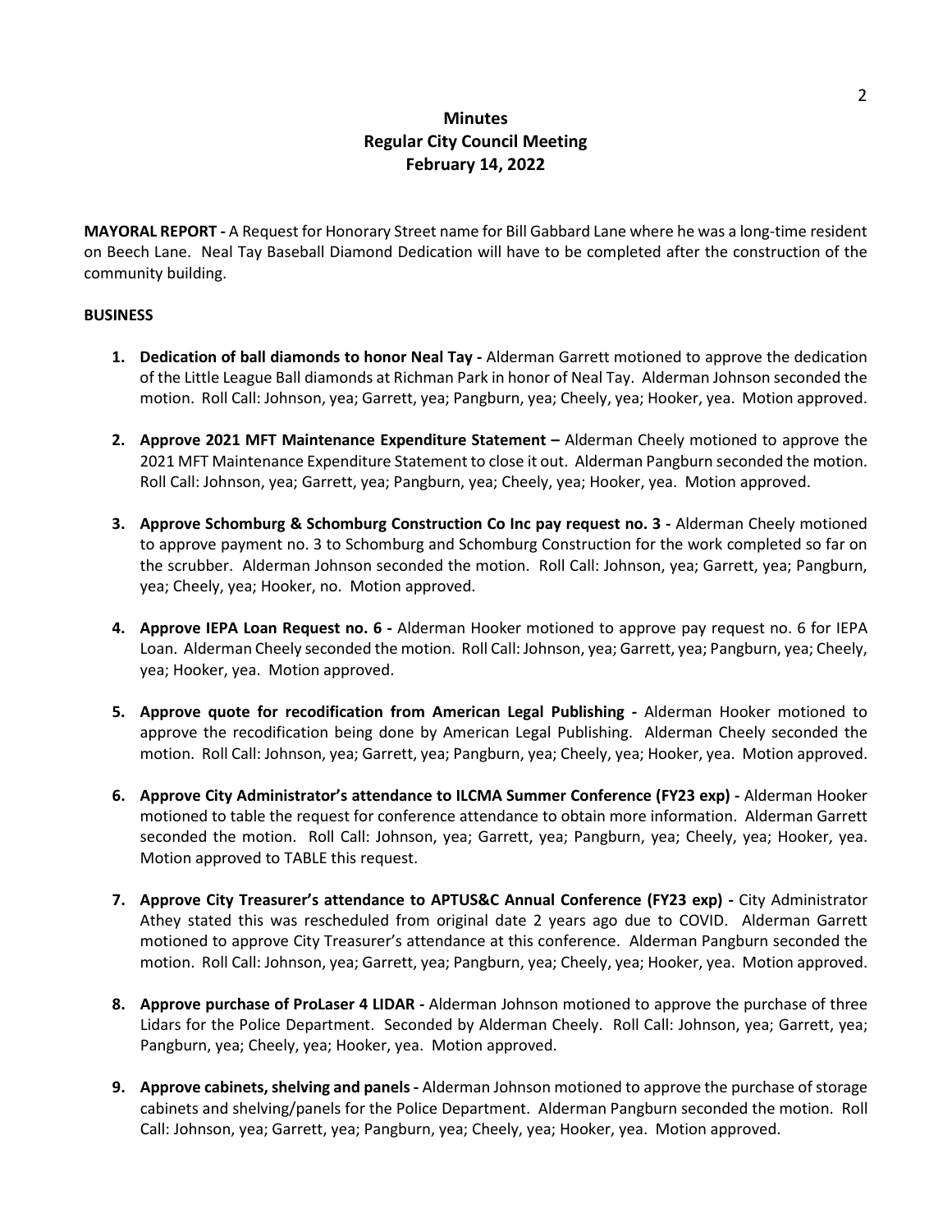# Minutes
# Regular City Council Meeting
# February 14, 2022

**MAYORAL REPORT -** A Request for Honorary Street name for Bill Gabbard Lane where he was a long-time resident on Beech Lane. Neal Tay Baseball Diamond Dedication will have to be completed after the construction of the community building.

**BUSINESS**

1. **Dedication of ball diamonds to honor Neal Tay -** Alderman Garrett motioned to approve the dedication of the Little League Ball diamonds at Richman Park in honor of Neal Tay. Alderman Johnson seconded the motion. Roll Call: Johnson, yea; Garrett, yea; Pangburn, yea; Cheely, yea; Hooker, yea. Motion approved.

2. **Approve 2021 MFT Maintenance Expenditure Statement –** Alderman Cheely motioned to approve the 2021 MFT Maintenance Expenditure Statement to close it out. Alderman Pangburn seconded the motion. Roll Call: Johnson, yea; Garrett, yea; Pangburn, yea; Cheely, yea; Hooker, yea. Motion approved.

3. **Approve Schomburg & Schomburg Construction Co Inc pay request no. 3 -** Alderman Cheely motioned to approve payment no. 3 to Schomburg and Schomburg Construction for the work completed so far on the scrubber. Alderman Johnson seconded the motion. Roll Call: Johnson, yea; Garrett, yea; Pangburn, yea; Cheely, yea; Hooker, no. Motion approved.

4. **Approve IEPA Loan Request no. 6 -** Alderman Hooker motioned to approve pay request no. 6 for IEPA Loan. Alderman Cheely seconded the motion. Roll Call: Johnson, yea; Garrett, yea; Pangburn, yea; Cheely, yea; Hooker, yea. Motion approved.

5. **Approve quote for recodification from American Legal Publishing -** Alderman Hooker motioned to approve the recodification being done by American Legal Publishing. Alderman Cheely seconded the motion. Roll Call: Johnson, yea; Garrett, yea; Pangburn, yea; Cheely, yea; Hooker, yea. Motion approved.

6. **Approve City Administrator's attendance to ILCMA Summer Conference (FY23 exp) -** Alderman Hooker motioned to table the request for conference attendance to obtain more information. Alderman Garrett seconded the motion. Roll Call: Johnson, yea; Garrett, yea; Pangburn, yea; Cheely, yea; Hooker, yea. Motion approved to TABLE this request.

7. **Approve City Treasurer's attendance to APTUS&C Annual Conference (FY23 exp) -** City Administrator Athey stated this was rescheduled from original date 2 years ago due to COVID. Alderman Garrett motioned to approve City Treasurer's attendance at this conference. Alderman Pangburn seconded the motion. Roll Call: Johnson, yea; Garrett, yea; Pangburn, yea; Cheely, yea; Hooker, yea. Motion approved.

8. **Approve purchase of ProLaser 4 LIDAR -** Alderman Johnson motioned to approve the purchase of three Lidars for the Police Department. Seconded by Alderman Cheely. Roll Call: Johnson, yea; Garrett, yea; Pangburn, yea; Cheely, yea; Hooker, yea. Motion approved.

9. **Approve cabinets, shelving and panels -** Alderman Johnson motioned to approve the purchase of storage cabinets and shelving/panels for the Police Department. Alderman Pangburn seconded the motion. Roll Call: Johnson, yea; Garrett, yea; Pangburn, yea; Cheely, yea; Hooker, yea. Motion approved.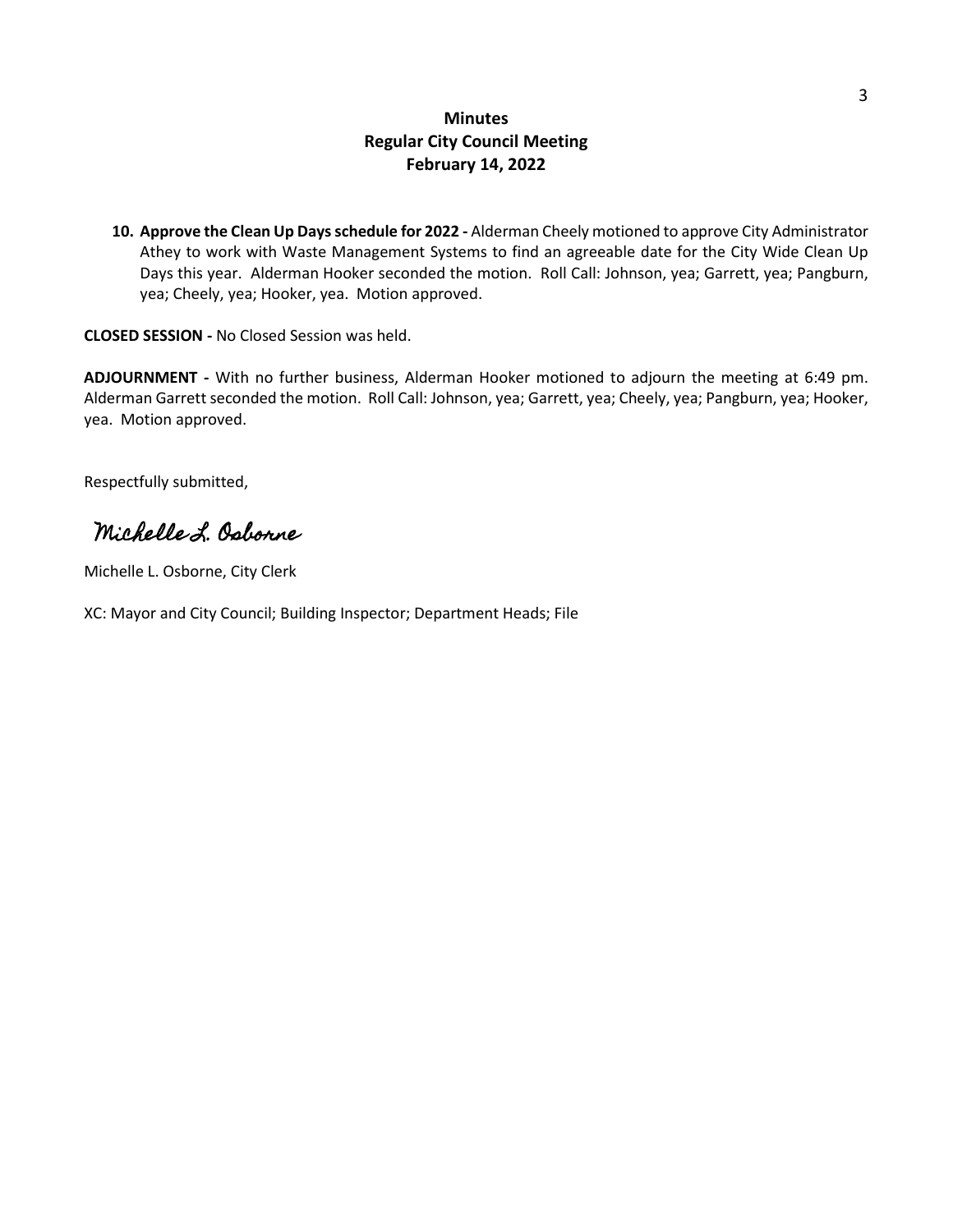**Minutes**
**Regular City Council Meeting**
**February 14, 2022**

10. **Approve the Clean Up Days schedule for 2022 -** Alderman Cheely motioned to approve City Administrator Athey to work with Waste Management Systems to find an agreeable date for the City Wide Clean Up Days this year. Alderman Hooker seconded the motion. Roll Call: Johnson, yea; Garrett, yea; Pangburn, yea; Cheely, yea; Hooker, yea. Motion approved.

**CLOSED SESSION -** No Closed Session was held.

**ADJOURNMENT -** With no further business, Alderman Hooker motioned to adjourn the meeting at 6:49 pm. Alderman Garrett seconded the motion. Roll Call: Johnson, yea; Garrett, yea; Cheely, yea; Pangburn, yea; Hooker, yea. Motion approved.

Respectfully submitted,

*Michelle L. Osborne*

Michelle L. Osborne, City Clerk

XC: Mayor and City Council; Building Inspector; Department Heads; File